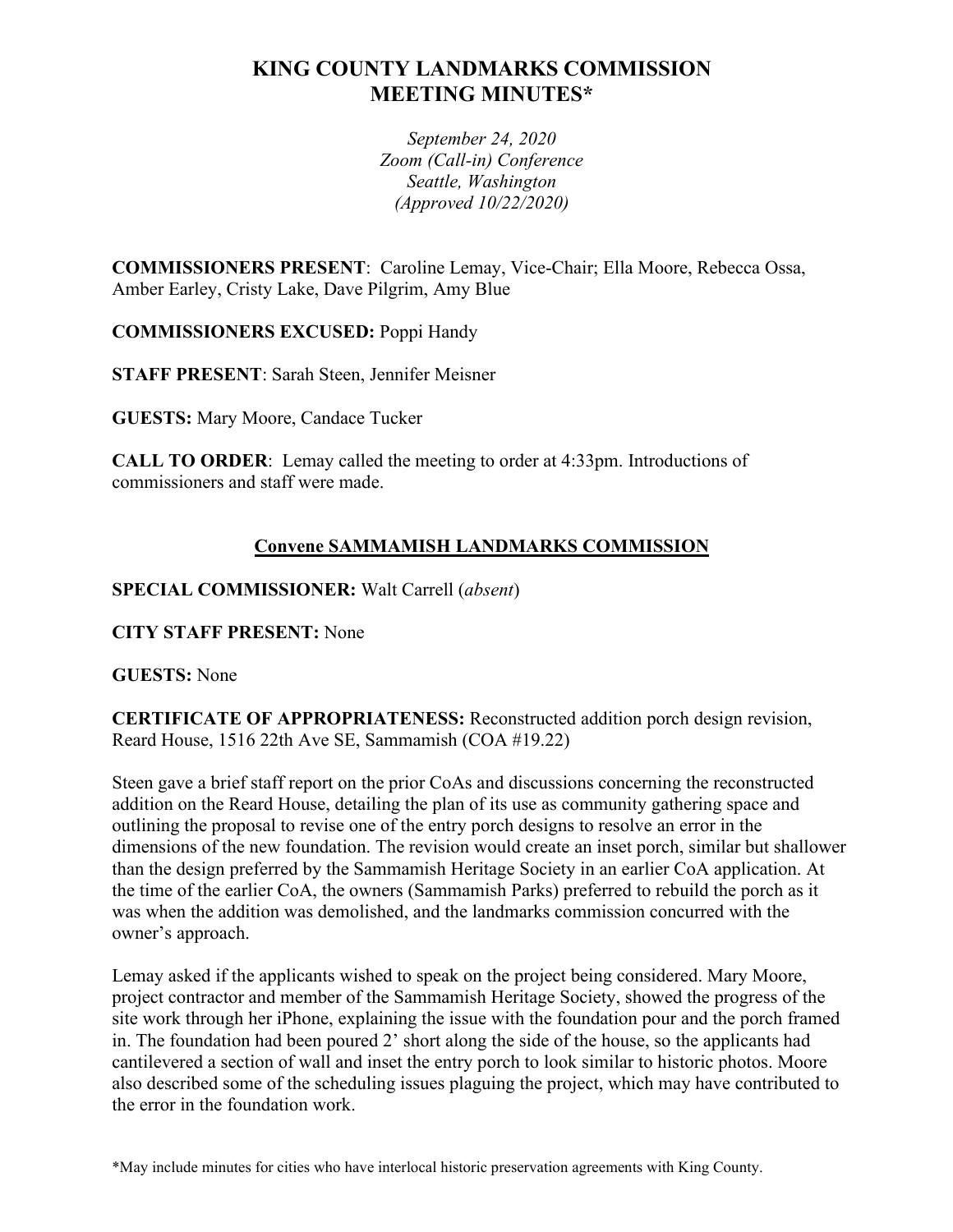# KING COUNTY LANDMARKS COMMISSION
# MEETING MINUTES*

*September 24, 2020*
*Zoom (Call-in) Conference*
*Seattle, Washington*
*(Approved 10/22/2020)*

**COMMISSIONERS PRESENT**: Caroline Lemay, Vice-Chair; Ella Moore, Rebecca Ossa, Amber Earley, Cristy Lake, Dave Pilgrim, Amy Blue

**COMMISSIONERS EXCUSED:** Poppi Handy

**STAFF PRESENT**: Sarah Steen, Jennifer Meisner

**GUESTS:** Mary Moore, Candace Tucker

**CALL TO ORDER**: Lemay called the meeting to order at 4:33pm. Introductions of commissioners and staff were made.

## Convene SAMMAMISH LANDMARKS COMMISSION

**SPECIAL COMMISSIONER:** Walt Carrell (*absent*)

**CITY STAFF PRESENT:** None

**GUESTS:** None

**CERTIFICATE OF APPROPRIATENESS:** Reconstructed addition porch design revision, Reard House, 1516 22th Ave SE, Sammamish (COA #19.22)

Steen gave a brief staff report on the prior CoAs and discussions concerning the reconstructed addition on the Reard House, detailing the plan of its use as community gathering space and outlining the proposal to revise one of the entry porch designs to resolve an error in the dimensions of the new foundation. The revision would create an inset porch, similar but shallower than the design preferred by the Sammamish Heritage Society in an earlier CoA application. At the time of the earlier CoA, the owners (Sammamish Parks) preferred to rebuild the porch as it was when the addition was demolished, and the landmarks commission concurred with the owner's approach.

Lemay asked if the applicants wished to speak on the project being considered. Mary Moore, project contractor and member of the Sammamish Heritage Society, showed the progress of the site work through her iPhone, explaining the issue with the foundation pour and the porch framed in. The foundation had been poured 2' short along the side of the house, so the applicants had cantilevered a section of wall and inset the entry porch to look similar to historic photos. Moore also described some of the scheduling issues plaguing the project, which may have contributed to the error in the foundation work.

*May include minutes for cities who have interlocal historic preservation agreements with King County.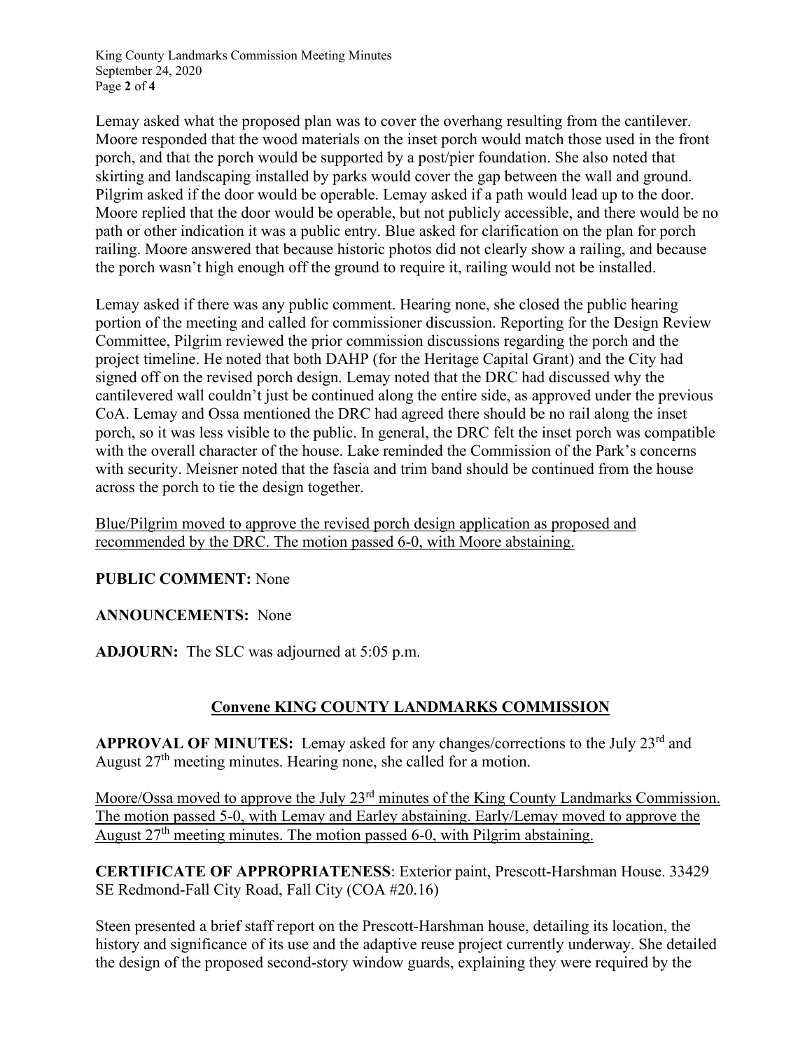Lemay asked what the proposed plan was to cover the overhang resulting from the cantilever. Moore responded that the wood materials on the inset porch would match those used in the front porch, and that the porch would be supported by a post/pier foundation. She also noted that skirting and landscaping installed by parks would cover the gap between the wall and ground. Pilgrim asked if the door would be operable. Lemay asked if a path would lead up to the door. Moore replied that the door would be operable, but not publicly accessible, and there would be no path or other indication it was a public entry. Blue asked for clarification on the plan for porch railing. Moore answered that because historic photos did not clearly show a railing, and because the porch wasn't high enough off the ground to require it, railing would not be installed.

Lemay asked if there was any public comment. Hearing none, she closed the public hearing portion of the meeting and called for commissioner discussion. Reporting for the Design Review Committee, Pilgrim reviewed the prior commission discussions regarding the porch and the project timeline. He noted that both DAHP (for the Heritage Capital Grant) and the City had signed off on the revised porch design. Lemay noted that the DRC had discussed why the cantilevered wall couldn't just be continued along the entire side, as approved under the previous CoA. Lemay and Ossa mentioned the DRC had agreed there should be no rail along the inset porch, so it was less visible to the public. In general, the DRC felt the inset porch was compatible with the overall character of the house. Lake reminded the Commission of the Park's concerns with security. Meisner noted that the fascia and trim band should be continued from the house across the porch to tie the design together.

<u>Blue/Pilgrim moved to approve the revised porch design application as proposed and recommended by the DRC. The motion passed 6-0, with Moore abstaining.</u>

**PUBLIC COMMENT:** None

**ANNOUNCEMENTS:** None

**ADJOURN:** The SLC was adjourned at 5:05 p.m.

## <u>Convene KING COUNTY LANDMARKS COMMISSION</u>

**APPROVAL OF MINUTES:** Lemay asked for any changes/corrections to the July 23rd and August 27th meeting minutes. Hearing none, she called for a motion.

<u>Moore/Ossa moved to approve the July 23rd minutes of the King County Landmarks Commission. The motion passed 5-0, with Lemay and Earley abstaining. Early/Lemay moved to approve the August 27th meeting minutes. The motion passed 6-0, with Pilgrim abstaining.</u>

**CERTIFICATE OF APPROPRIATENESS**: Exterior paint, Prescott-Harshman House. 33429 SE Redmond-Fall City Road, Fall City (COA #20.16)

Steen presented a brief staff report on the Prescott-Harshman house, detailing its location, the history and significance of its use and the adaptive reuse project currently underway. She detailed the design of the proposed second-story window guards, explaining they were required by the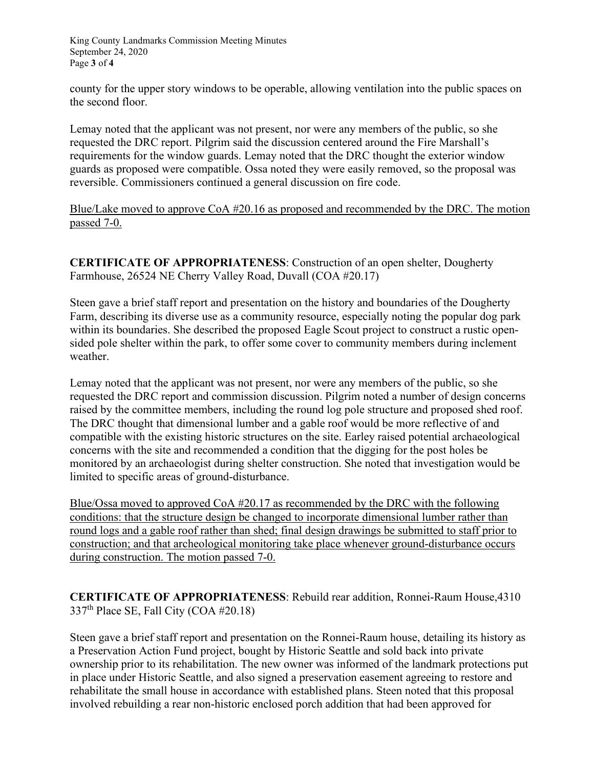county for the upper story windows to be operable, allowing ventilation into the public spaces on the second floor.

Lemay noted that the applicant was not present, nor were any members of the public, so she requested the DRC report. Pilgrim said the discussion centered around the Fire Marshall's requirements for the window guards. Lemay noted that the DRC thought the exterior window guards as proposed were compatible. Ossa noted they were easily removed, so the proposal was reversible. Commissioners continued a general discussion on fire code.

<u>Blue/Lake moved to approve CoA #20.16 as proposed and recommended by the DRC. The motion passed 7-0.</u>

**CERTIFICATE OF APPROPRIATENESS**: Construction of an open shelter, Dougherty Farmhouse, 26524 NE Cherry Valley Road, Duvall (COA #20.17)

Steen gave a brief staff report and presentation on the history and boundaries of the Dougherty Farm, describing its diverse use as a community resource, especially noting the popular dog park within its boundaries. She described the proposed Eagle Scout project to construct a rustic open-sided pole shelter within the park, to offer some cover to community members during inclement weather.

Lemay noted that the applicant was not present, nor were any members of the public, so she requested the DRC report and commission discussion. Pilgrim noted a number of design concerns raised by the committee members, including the round log pole structure and proposed shed roof. The DRC thought that dimensional lumber and a gable roof would be more reflective of and compatible with the existing historic structures on the site. Earley raised potential archaeological concerns with the site and recommended a condition that the digging for the post holes be monitored by an archaeologist during shelter construction. She noted that investigation would be limited to specific areas of ground-disturbance.

<u>Blue/Ossa moved to approved CoA #20.17 as recommended by the DRC with the following conditions: that the structure design be changed to incorporate dimensional lumber rather than round logs and a gable roof rather than shed; final design drawings be submitted to staff prior to construction; and that archeological monitoring take place whenever ground-disturbance occurs during construction. The motion passed 7-0.</u>

**CERTIFICATE OF APPROPRIATENESS**: Rebuild rear addition, Ronnei-Raum House,4310 337th Place SE, Fall City (COA #20.18)

Steen gave a brief staff report and presentation on the Ronnei-Raum house, detailing its history as a Preservation Action Fund project, bought by Historic Seattle and sold back into private ownership prior to its rehabilitation. The new owner was informed of the landmark protections put in place under Historic Seattle, and also signed a preservation easement agreeing to restore and rehabilitate the small house in accordance with established plans. Steen noted that this proposal involved rebuilding a rear non-historic enclosed porch addition that had been approved for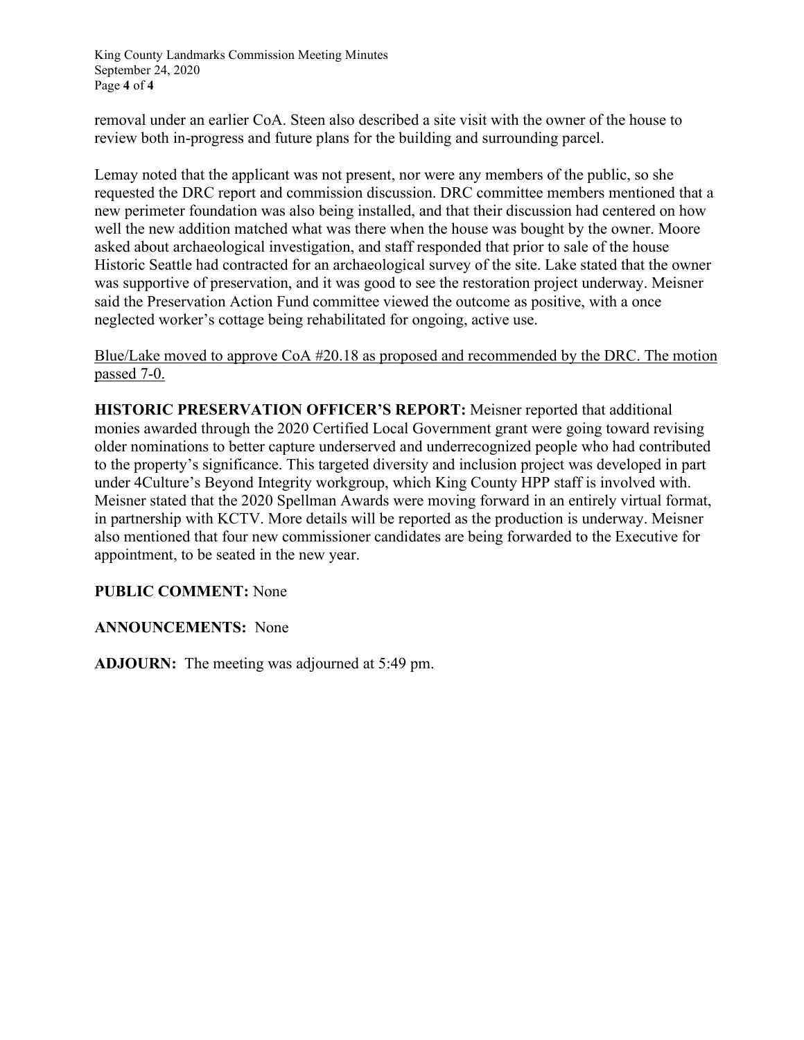removal under an earlier CoA. Steen also described a site visit with the owner of the house to review both in-progress and future plans for the building and surrounding parcel.

Lemay noted that the applicant was not present, nor were any members of the public, so she requested the DRC report and commission discussion. DRC committee members mentioned that a new perimeter foundation was also being installed, and that their discussion had centered on how well the new addition matched what was there when the house was bought by the owner. Moore asked about archaeological investigation, and staff responded that prior to sale of the house Historic Seattle had contracted for an archaeological survey of the site. Lake stated that the owner was supportive of preservation, and it was good to see the restoration project underway. Meisner said the Preservation Action Fund committee viewed the outcome as positive, with a once neglected worker's cottage being rehabilitated for ongoing, active use.

<u>Blue/Lake moved to approve CoA #20.18 as proposed and recommended by the DRC. The motion passed 7-0.</u>

**HISTORIC PRESERVATION OFFICER'S REPORT:** Meisner reported that additional monies awarded through the 2020 Certified Local Government grant were going toward revising older nominations to better capture underserved and underrecognized people who had contributed to the property's significance. This targeted diversity and inclusion project was developed in part under 4Culture's Beyond Integrity workgroup, which King County HPP staff is involved with. Meisner stated that the 2020 Spellman Awards were moving forward in an entirely virtual format, in partnership with KCTV. More details will be reported as the production is underway. Meisner also mentioned that four new commissioner candidates are being forwarded to the Executive for appointment, to be seated in the new year.

**PUBLIC COMMENT:** None

**ANNOUNCEMENTS:** None

**ADJOURN:** The meeting was adjourned at 5:49 pm.